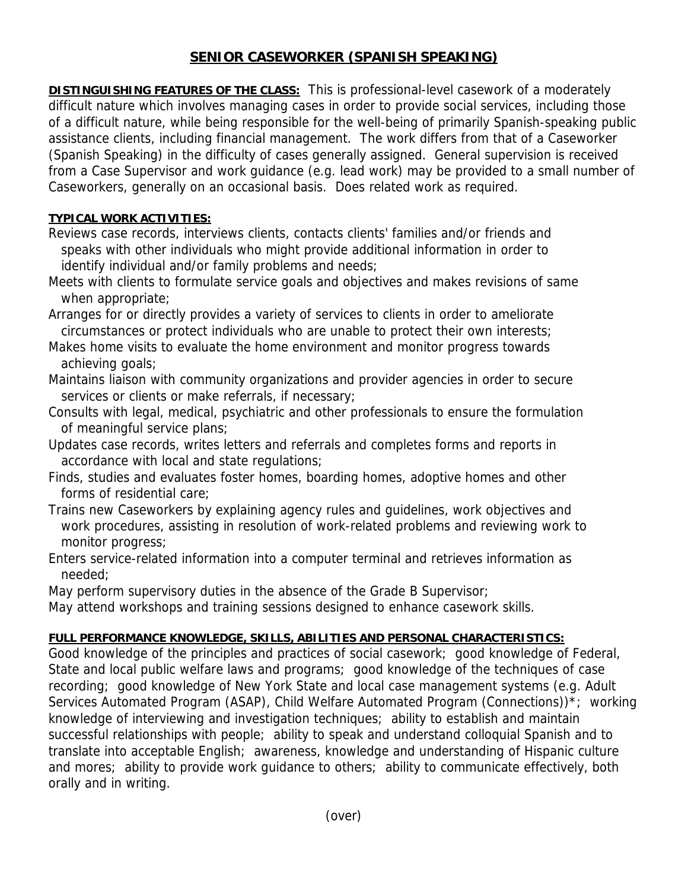# SENIOR CASEWORKER (SPANISH SPEAKING)

**DISTINGUISHING FEATURES OF THE CLASS:** This is professional-level casework of a moderately difficult nature which involves managing cases in order to provide social services, including those of a difficult nature, while being responsible for the well-being of primarily Spanish-speaking public assistance clients, including financial management. The work differs from that of a Caseworker (Spanish Speaking) in the difficulty of cases generally assigned. General supervision is received from a Case Supervisor and work guidance (e.g. lead work) may be provided to a small number of Caseworkers, generally on an occasional basis. Does related work as required.

**TYPICAL WORK ACTIVITIES:**

Reviews case records, interviews clients, contacts clients' families and/or friends and speaks with other individuals who might provide additional information in order to identify individual and/or family problems and needs;

Meets with clients to formulate service goals and objectives and makes revisions of same when appropriate;

Arranges for or directly provides a variety of services to clients in order to ameliorate circumstances or protect individuals who are unable to protect their own interests;

Makes home visits to evaluate the home environment and monitor progress towards achieving goals;

Maintains liaison with community organizations and provider agencies in order to secure services or clients or make referrals, if necessary;

Consults with legal, medical, psychiatric and other professionals to ensure the formulation of meaningful service plans;

Updates case records, writes letters and referrals and completes forms and reports in accordance with local and state regulations;

Finds, studies and evaluates foster homes, boarding homes, adoptive homes and other forms of residential care;

Trains new Caseworkers by explaining agency rules and guidelines, work objectives and work procedures, assisting in resolution of work-related problems and reviewing work to monitor progress;

Enters service-related information into a computer terminal and retrieves information as needed;

May perform supervisory duties in the absence of the Grade B Supervisor;

May attend workshops and training sessions designed to enhance casework skills.

**FULL PERFORMANCE KNOWLEDGE, SKILLS, ABILITIES AND PERSONAL CHARACTERISTICS:**

Good knowledge of the principles and practices of social casework; good knowledge of Federal, State and local public welfare laws and programs; good knowledge of the techniques of case recording; good knowledge of New York State and local case management systems (e.g. Adult Services Automated Program (ASAP), Child Welfare Automated Program (Connections))*; working knowledge of interviewing and investigation techniques; ability to establish and maintain successful relationships with people; ability to speak and understand colloquial Spanish and to translate into acceptable English; awareness, knowledge and understanding of Hispanic culture and mores; ability to provide work guidance to others; ability to communicate effectively, both orally and in writing.

(over)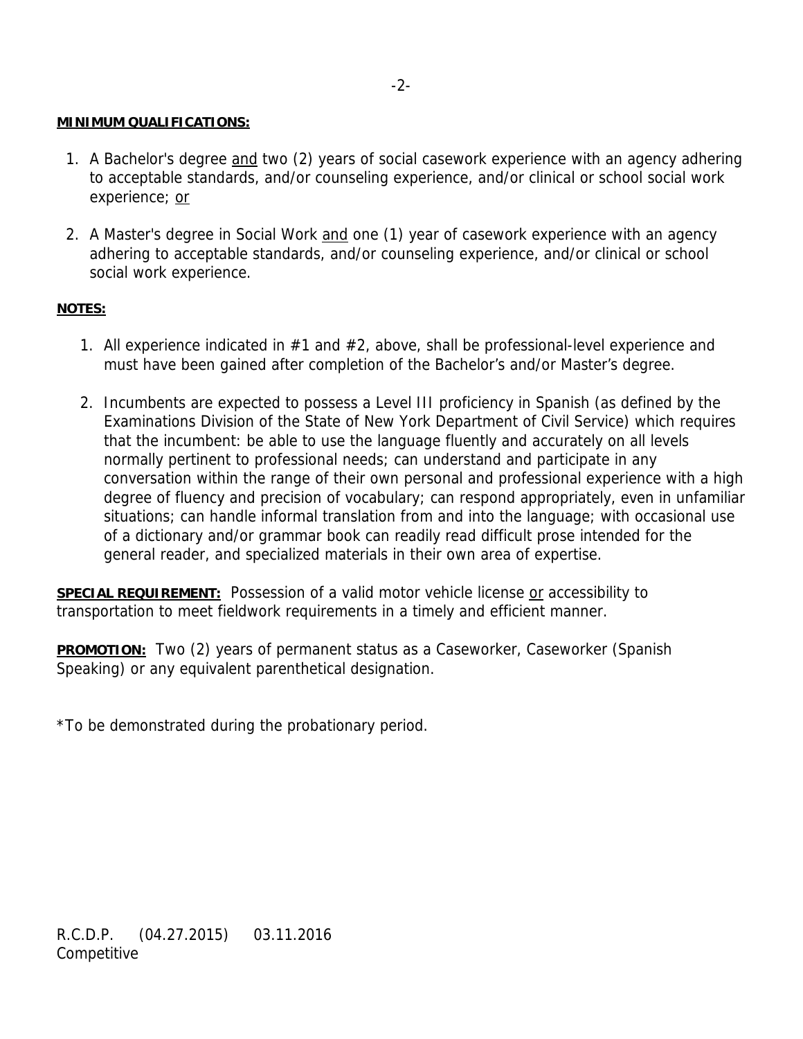**MINIMUM QUALIFICATIONS:**

1. A Bachelor's degree <u>and</u> two (2) years of social casework experience with an agency adhering to acceptable standards, and/or counseling experience, and/or clinical or school social work experience; <u>or</u>

2. A Master's degree in Social Work <u>and</u> one (1) year of casework experience with an agency adhering to acceptable standards, and/or counseling experience, and/or clinical or school social work experience.

**NOTES:**

1. All experience indicated in #1 and #2, above, shall be professional-level experience and must have been gained after completion of the Bachelor's and/or Master's degree.

2. Incumbents are expected to possess a Level III proficiency in Spanish (as defined by the Examinations Division of the State of New York Department of Civil Service) which requires that the incumbent: be able to use the language fluently and accurately on all levels normally pertinent to professional needs; can understand and participate in any conversation within the range of their own personal and professional experience with a high degree of fluency and precision of vocabulary; can respond appropriately, even in unfamiliar situations; can handle informal translation from and into the language; with occasional use of a dictionary and/or grammar book can readily read difficult prose intended for the general reader, and specialized materials in their own area of expertise.

**SPECIAL REQUIREMENT:** Possession of a valid motor vehicle license <u>or</u> accessibility to transportation to meet fieldwork requirements in a timely and efficient manner.

**PROMOTION:** Two (2) years of permanent status as a Caseworker, Caseworker (Spanish Speaking) or any equivalent parenthetical designation.

*To be demonstrated during the probationary period.

R.C.D.P. (04.27.2015) 03.11.2016
Competitive